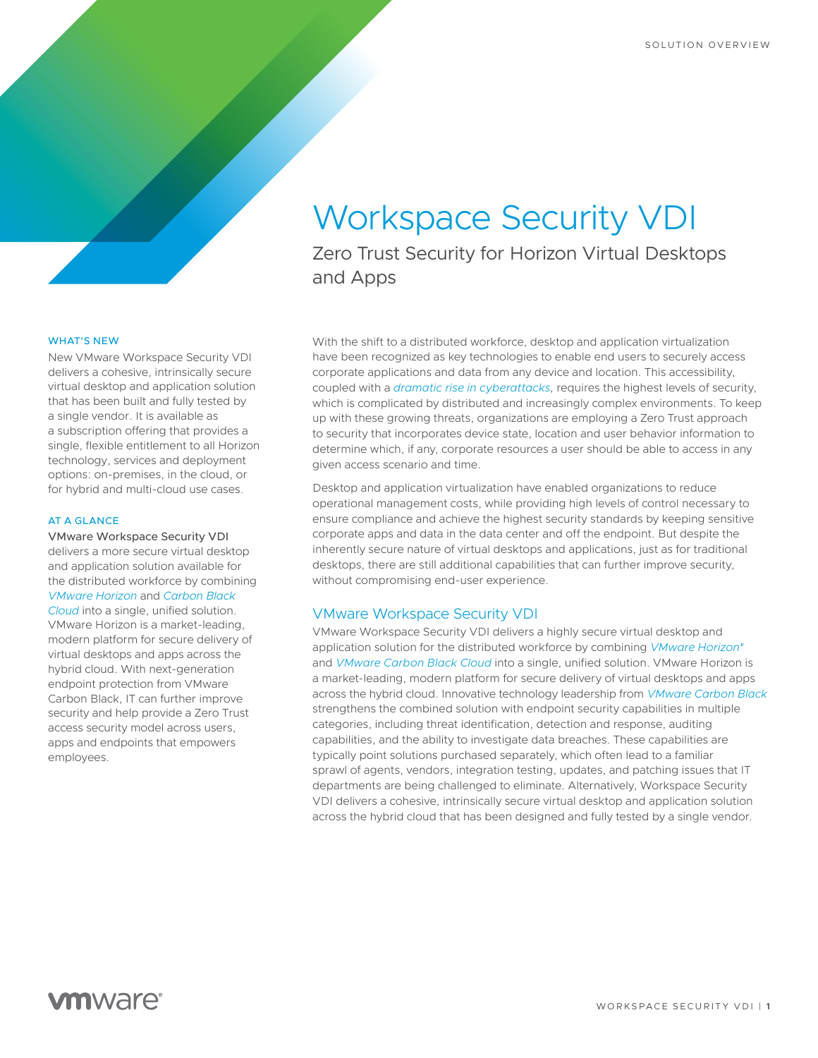SOLUTION OVERVIEW

# Workspace Security VDI

## Zero Trust Security for Horizon Virtual Desktops and Apps

**WHAT'S NEW**

New VMware Workspace Security VDI delivers a cohesive, intrinsically secure virtual desktop and application solution that has been built and fully tested by a single vendor. It is available as a subscription offering that provides a single, flexible entitlement to all Horizon technology, services and deployment options: on-premises, in the cloud, or for hybrid and multi-cloud use cases.

**AT A GLANCE**

VMware Workspace Security VDI delivers a more secure virtual desktop and application solution available for the distributed workforce by combining *VMware Horizon* and *Carbon Black Cloud* into a single, unified solution. VMware Horizon is a market-leading, modern platform for secure delivery of virtual desktops and apps across the hybrid cloud. With next-generation endpoint protection from VMware Carbon Black, IT can further improve security and help provide a Zero Trust access security model across users, apps and endpoints that empowers employees.

With the shift to a distributed workforce, desktop and application virtualization have been recognized as key technologies to enable end users to securely access corporate applications and data from any device and location. This accessibility, coupled with a *dramatic rise in cyberattacks*, requires the highest levels of security, which is complicated by distributed and increasingly complex environments. To keep up with these growing threats, organizations are employing a Zero Trust approach to security that incorporates device state, location and user behavior information to determine which, if any, corporate resources a user should be able to access in any given access scenario and time.

Desktop and application virtualization have enabled organizations to reduce operational management costs, while providing high levels of control necessary to ensure compliance and achieve the highest security standards by keeping sensitive corporate apps and data in the data center and off the endpoint. But despite the inherently secure nature of virtual desktops and applications, just as for traditional desktops, there are still additional capabilities that can further improve security, without compromising end-user experience.

### VMware Workspace Security VDI

VMware Workspace Security VDI delivers a highly secure virtual desktop and application solution for the distributed workforce by combining *VMware Horizon®* and *VMware Carbon Black Cloud* into a single, unified solution. VMware Horizon is a market-leading, modern platform for secure delivery of virtual desktops and apps across the hybrid cloud. Innovative technology leadership from *VMware Carbon Black* strengthens the combined solution with endpoint security capabilities in multiple categories, including threat identification, detection and response, auditing capabilities, and the ability to investigate data breaches. These capabilities are typically point solutions purchased separately, which often lead to a familiar sprawl of agents, vendors, integration testing, updates, and patching issues that IT departments are being challenged to eliminate. Alternatively, Workspace Security VDI delivers a cohesive, intrinsically secure virtual desktop and application solution across the hybrid cloud that has been designed and fully tested by a single vendor.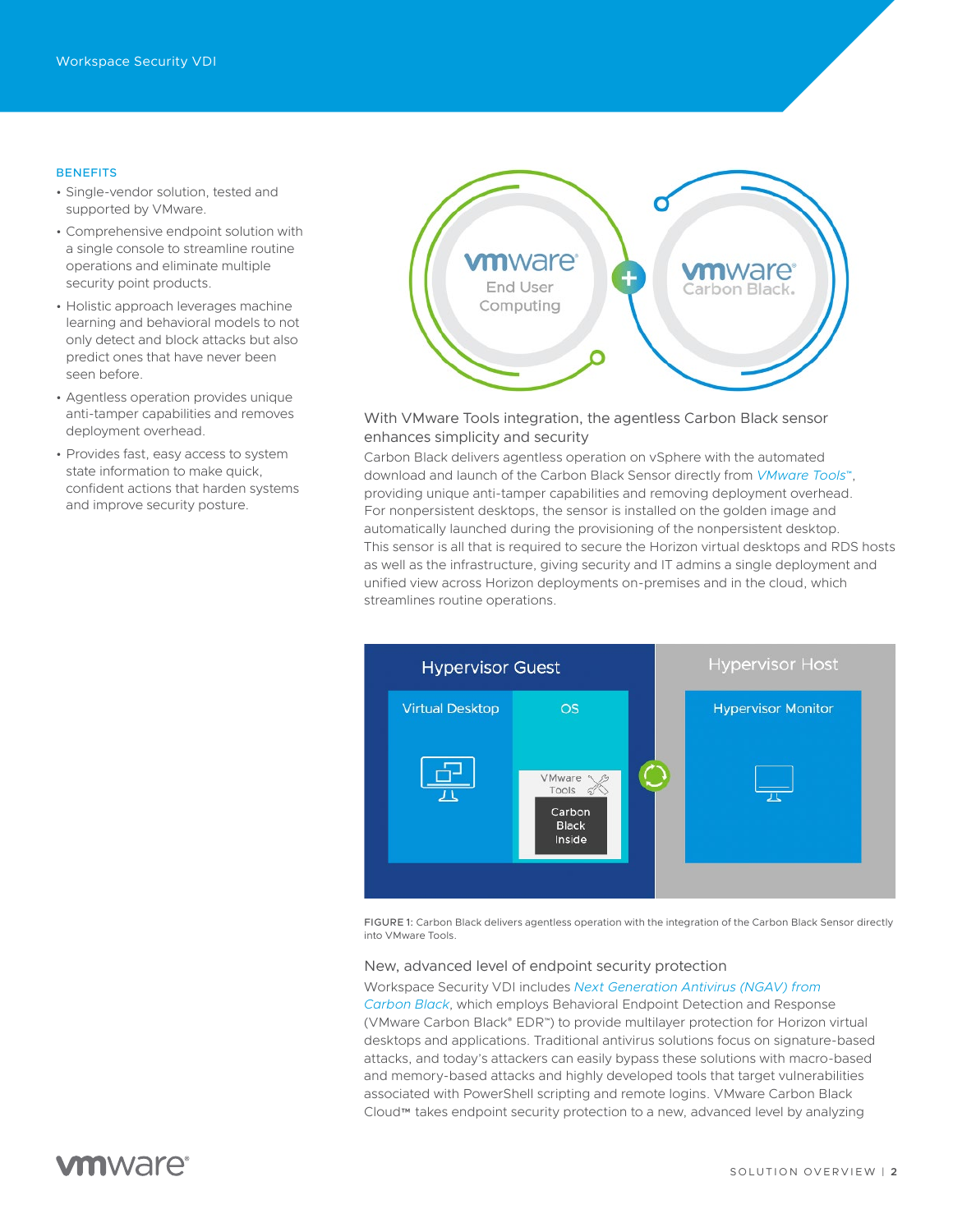## BENEFITS

- Single-vendor solution, tested and supported by VMware.
- Comprehensive endpoint solution with a single console to streamline routine operations and eliminate multiple security point products.
- Holistic approach leverages machine learning and behavioral models to not only detect and block attacks but also predict ones that have never been seen before.
- Agentless operation provides unique anti-tamper capabilities and removes deployment overhead.
- Provides fast, easy access to system state information to make quick, confident actions that harden systems and improve security posture.

### With VMware Tools integration, the agentless Carbon Black sensor enhances simplicity and security

Carbon Black delivers agentless operation on vSphere with the automated download and launch of the Carbon Black Sensor directly from *VMware Tools*™, providing unique anti-tamper capabilities and removing deployment overhead. For nonpersistent desktops, the sensor is installed on the golden image and automatically launched during the provisioning of the nonpersistent desktop. This sensor is all that is required to secure the Horizon virtual desktops and RDS hosts as well as the infrastructure, giving security and IT admins a single deployment and unified view across Horizon deployments on-premises and in the cloud, which streamlines routine operations.

FIGURE 1: Carbon Black delivers agentless operation with the integration of the Carbon Black Sensor directly into VMware Tools.

### New, advanced level of endpoint security protection

Workspace Security VDI includes *Next Generation Antivirus (NGAV) from Carbon Black*, which employs Behavioral Endpoint Detection and Response (VMware Carbon Black® EDR™) to provide multilayer protection for Horizon virtual desktops and applications. Traditional antivirus solutions focus on signature-based attacks, and today's attackers can easily bypass these solutions with macro-based and memory-based attacks and highly developed tools that target vulnerabilities associated with PowerShell scripting and remote logins. VMware Carbon Black Cloud™ takes endpoint security protection to a new, advanced level by analyzing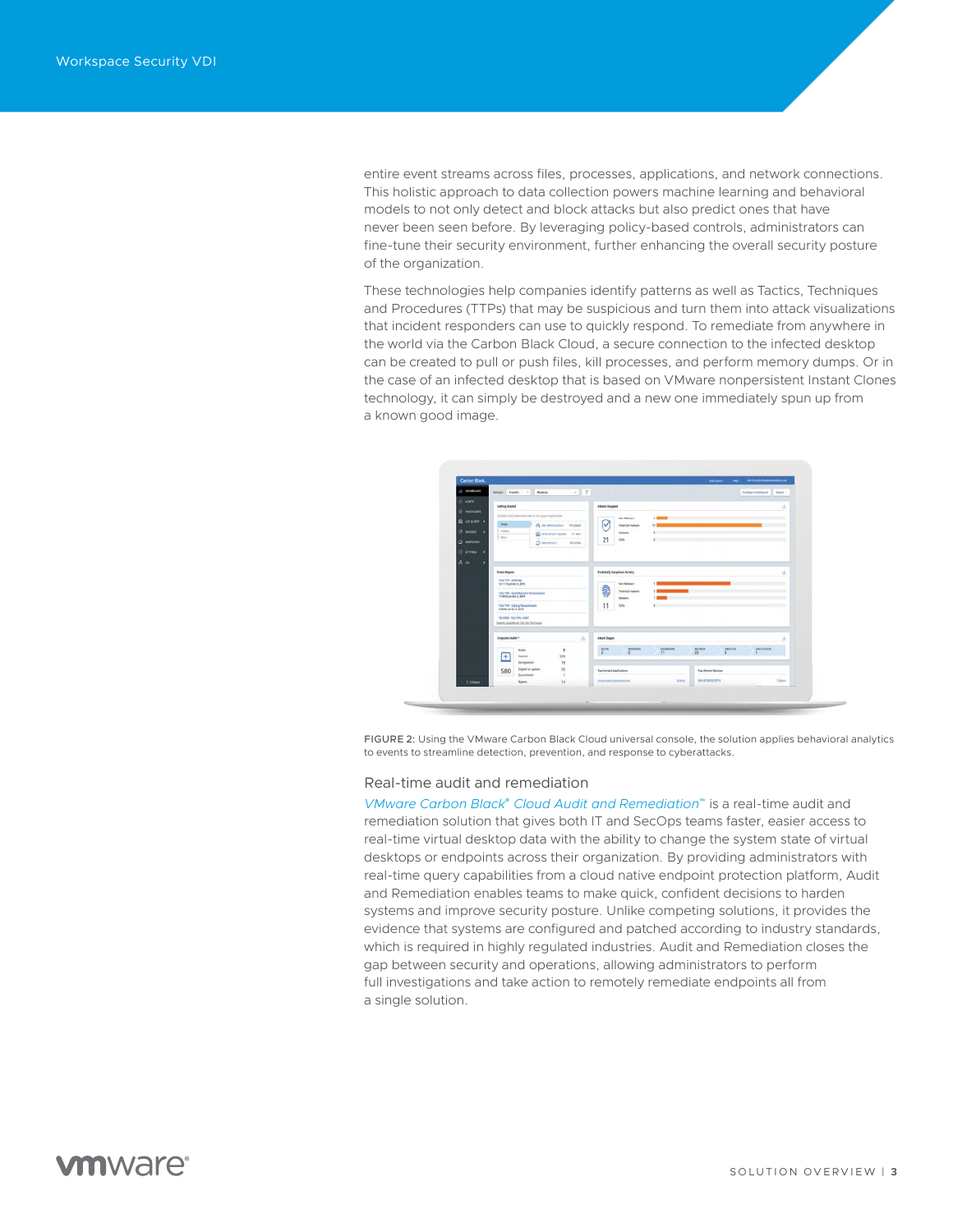entire event streams across files, processes, applications, and network connections. This holistic approach to data collection powers machine learning and behavioral models to not only detect and block attacks but also predict ones that have never been seen before. By leveraging policy-based controls, administrators can fine-tune their security environment, further enhancing the overall security posture of the organization.

These technologies help companies identify patterns as well as Tactics, Techniques and Procedures (TTPs) that may be suspicious and turn them into attack visualizations that incident responders can use to quickly respond. To remediate from anywhere in the world via the Carbon Black Cloud, a secure connection to the infected desktop can be created to pull or push files, kill processes, and perform memory dumps. Or in the case of an infected desktop that is based on VMware nonpersistent Instant Clones technology, it can simply be destroyed and a new one immediately spun up from a known good image.

FIGURE 2: Using the VMware Carbon Black Cloud universal console, the solution applies behavioral analytics to events to streamline detection, prevention, and response to cyberattacks.

## Real-time audit and remediation

*VMware Carbon Black® Cloud Audit and Remediation™* is a real-time audit and remediation solution that gives both IT and SecOps teams faster, easier access to real-time virtual desktop data with the ability to change the system state of virtual desktops or endpoints across their organization. By providing administrators with real-time query capabilities from a cloud native endpoint protection platform, Audit and Remediation enables teams to make quick, confident decisions to harden systems and improve security posture. Unlike competing solutions, it provides the evidence that systems are configured and patched according to industry standards, which is required in highly regulated industries. Audit and Remediation closes the gap between security and operations, allowing administrators to perform full investigations and take action to remotely remediate endpoints all from a single solution.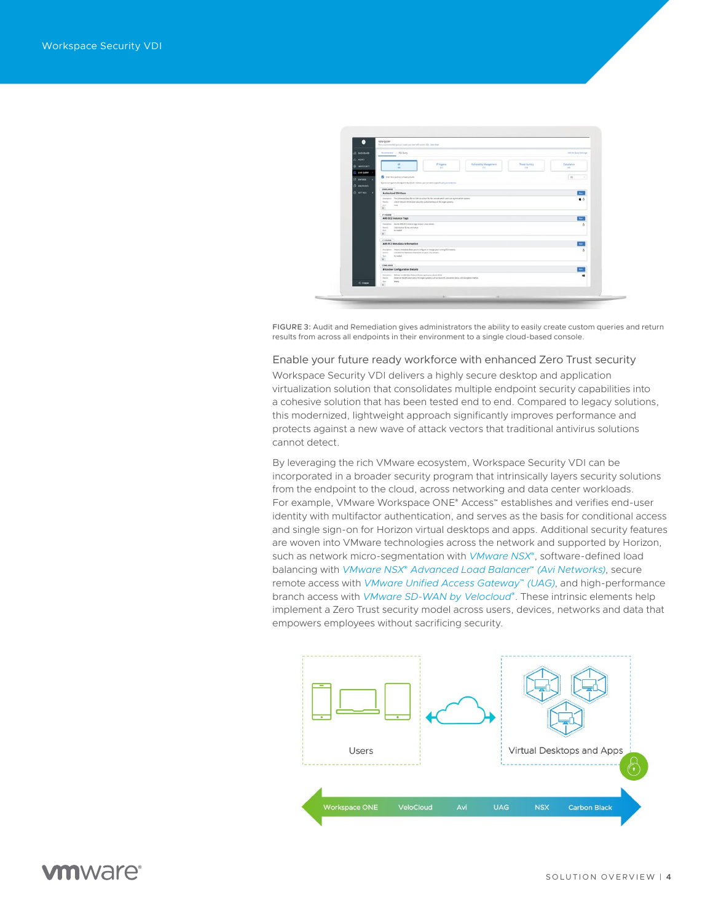FIGURE 3: Audit and Remediation gives administrators the ability to easily create custom queries and return results from across all endpoints in their environment to a single cloud-based console.

## Enable your future ready workforce with enhanced Zero Trust security

Workspace Security VDI delivers a highly secure desktop and application virtualization solution that consolidates multiple endpoint security capabilities into a cohesive solution that has been tested end to end. Compared to legacy solutions, this modernized, lightweight approach significantly improves performance and protects against a new wave of attack vectors that traditional antivirus solutions cannot detect.

By leveraging the rich VMware ecosystem, Workspace Security VDI can be incorporated in a broader security program that intrinsically layers security solutions from the endpoint to the cloud, across networking and data center workloads. For example, VMware Workspace ONE® Access™ establishes and verifies end-user identity with multifactor authentication, and serves as the basis for conditional access and single sign-on for Horizon virtual desktops and apps. Additional security features are woven into VMware technologies across the network and supported by Horizon, such as network micro-segmentation with *VMware NSX®*, software-defined load balancing with *VMware NSX® Advanced Load Balancer™ (Avi Networks)*, secure remote access with *VMware Unified Access Gateway™ (UAG)*, and high-performance branch access with *VMware SD-WAN by Velocloud®*. These intrinsic elements help implement a Zero Trust security model across users, devices, networks and data that empowers employees without sacrificing security.

Users

Virtual Desktops and Apps

Workspace ONE | VeloCloud | Avi | UAG | NSX | Carbon Black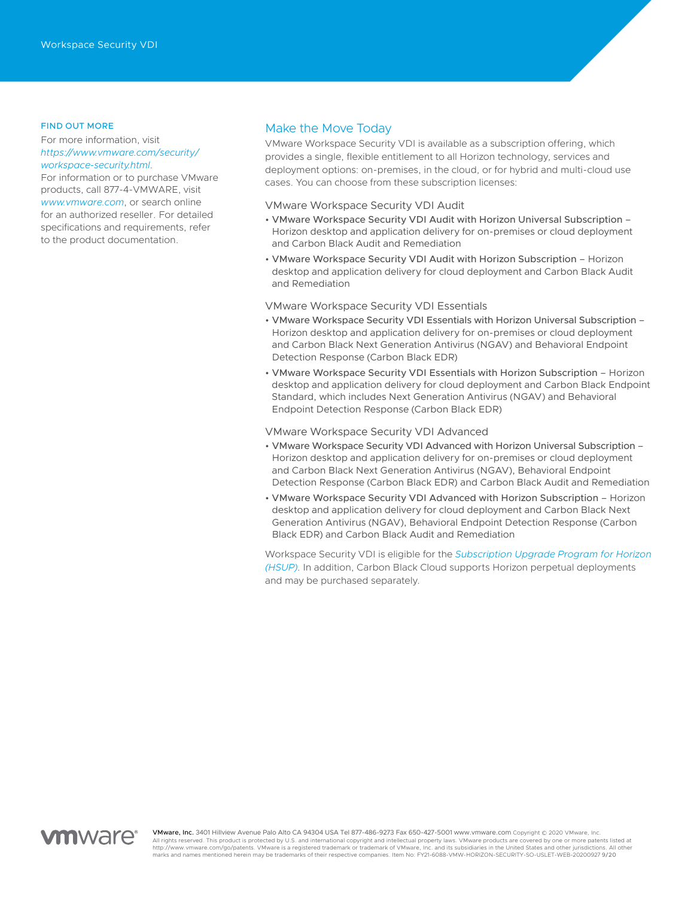FIND OUT MORE

For more information, visit *https://www.vmware.com/security/workspace-security.html*.

For information or to purchase VMware products, call 877-4-VMWARE, visit *www.vmware.com*, or search online for an authorized reseller. For detailed specifications and requirements, refer to the product documentation.

## Make the Move Today

VMware Workspace Security VDI is available as a subscription offering, which provides a single, flexible entitlement to all Horizon technology, services and deployment options: on-premises, in the cloud, or for hybrid and multi-cloud use cases. You can choose from these subscription licenses:

### VMware Workspace Security VDI Audit

- VMware Workspace Security VDI Audit with Horizon Universal Subscription – Horizon desktop and application delivery for on-premises or cloud deployment and Carbon Black Audit and Remediation
- VMware Workspace Security VDI Audit with Horizon Subscription – Horizon desktop and application delivery for cloud deployment and Carbon Black Audit and Remediation

### VMware Workspace Security VDI Essentials

- VMware Workspace Security VDI Essentials with Horizon Universal Subscription – Horizon desktop and application delivery for on-premises or cloud deployment and Carbon Black Next Generation Antivirus (NGAV) and Behavioral Endpoint Detection Response (Carbon Black EDR)
- VMware Workspace Security VDI Essentials with Horizon Subscription – Horizon desktop and application delivery for cloud deployment and Carbon Black Endpoint Standard, which includes Next Generation Antivirus (NGAV) and Behavioral Endpoint Detection Response (Carbon Black EDR)

### VMware Workspace Security VDI Advanced

- VMware Workspace Security VDI Advanced with Horizon Universal Subscription – Horizon desktop and application delivery for on-premises or cloud deployment and Carbon Black Next Generation Antivirus (NGAV), Behavioral Endpoint Detection Response (Carbon Black EDR) and Carbon Black Audit and Remediation
- VMware Workspace Security VDI Advanced with Horizon Subscription – Horizon desktop and application delivery for cloud deployment and Carbon Black Next Generation Antivirus (NGAV), Behavioral Endpoint Detection Response (Carbon Black EDR) and Carbon Black Audit and Remediation

Workspace Security VDI is eligible for the *Subscription Upgrade Program for Horizon (HSUP)*. In addition, Carbon Black Cloud supports Horizon perpetual deployments and may be purchased separately.

**VMware, Inc.** 3401 Hillview Avenue Palo Alto CA 94304 USA Tel 877-486-9273 Fax 650-427-5001 www.vmware.com Copyright © 2020 VMware, Inc. All rights reserved. This product is protected by U.S. and international copyright and intellectual property laws. VMware products are covered by one or more patents listed at http://www.vmware.com/go/patents. VMware is a registered trademark or trademark of VMware, Inc. and its subsidiaries in the United States and other jurisdictions. All other marks and names mentioned herein may be trademarks of their respective companies. Item No: FY21-6088-VMW-HORIZON-SECURITY-SO-USLET-WEB-20200927 9/20